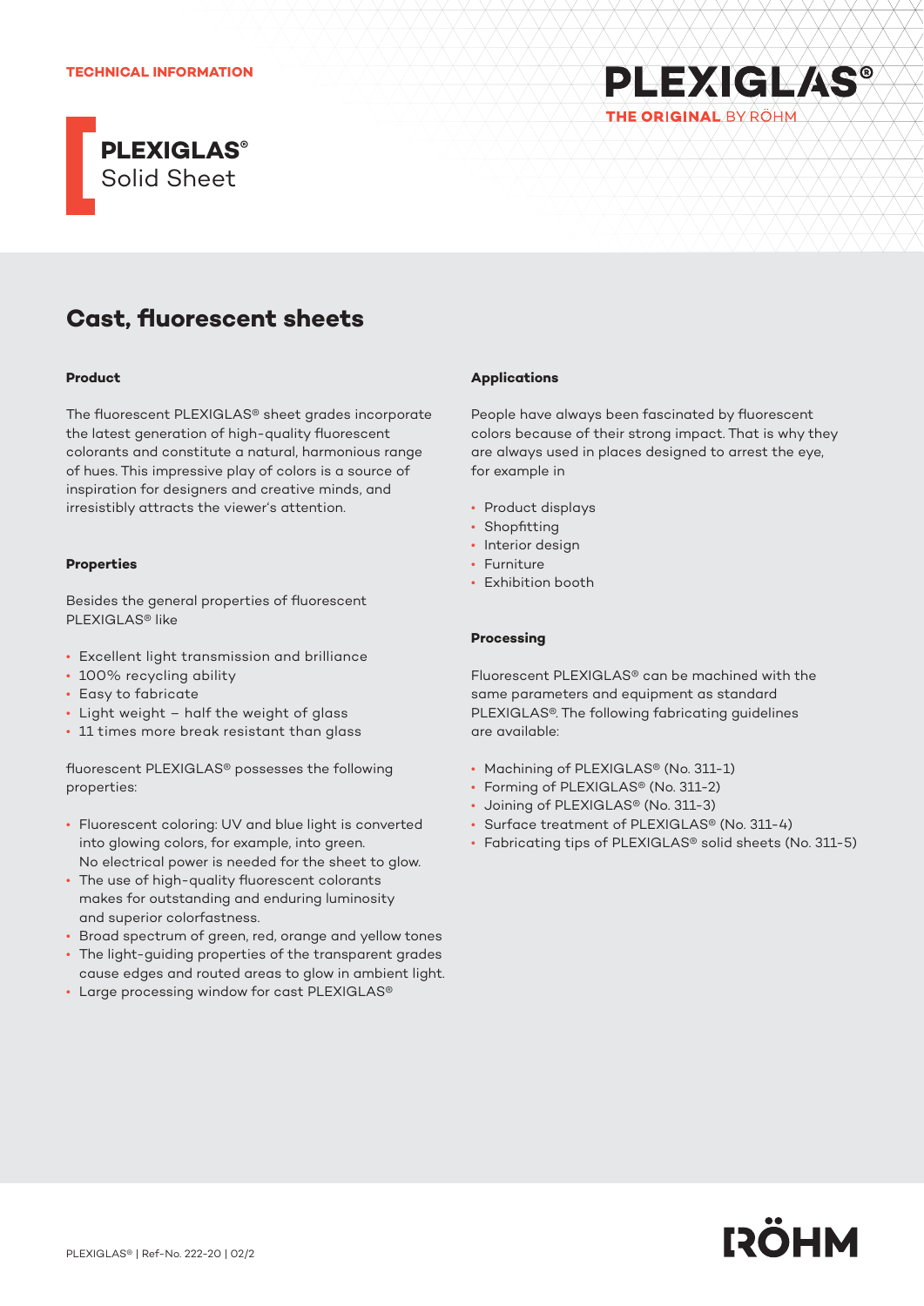TECHNICAL INFORMATION

PLEXIGLAS®

THE ORIGINAL BY RÖHM

**PLEXIGLAS®**
Solid Sheet

# Cast, fluorescent sheets

### Product

The fluorescent PLEXIGLAS® sheet grades incorporate the latest generation of high-quality fluorescent colorants and constitute a natural, harmonious range of hues. This impressive play of colors is a source of inspiration for designers and creative minds, and irresistibly attracts the viewer's attention.

### Properties

Besides the general properties of fluorescent PLEXIGLAS® like

- Excellent light transmission and brilliance
- 100% recycling ability
- Easy to fabricate
- Light weight – half the weight of glass
- 11 times more break resistant than glass

fluorescent PLEXIGLAS® possesses the following properties:

- Fluorescent coloring: UV and blue light is converted into glowing colors, for example, into green. No electrical power is needed for the sheet to glow.
- The use of high-quality fluorescent colorants makes for outstanding and enduring luminosity and superior colorfastness.
- Broad spectrum of green, red, orange and yellow tones
- The light-guiding properties of the transparent grades cause edges and routed areas to glow in ambient light.
- Large processing window for cast PLEXIGLAS®

### Applications

People have always been fascinated by fluorescent colors because of their strong impact. That is why they are always used in places designed to arrest the eye, for example in

- Product displays
- Shopfitting
- Interior design
- Furniture
- Exhibition booth

### Processing

Fluorescent PLEXIGLAS® can be machined with the same parameters and equipment as standard PLEXIGLAS®. The following fabricating guidelines are available:

- Machining of PLEXIGLAS® (No. 311-1)
- Forming of PLEXIGLAS® (No. 311-2)
- Joining of PLEXIGLAS® (No. 311-3)
- Surface treatment of PLEXIGLAS® (No. 311-4)
- Fabricating tips of PLEXIGLAS® solid sheets (No. 311-5)

PLEXIGLAS® | Ref-No. 222-20 | 02/2

RÖHM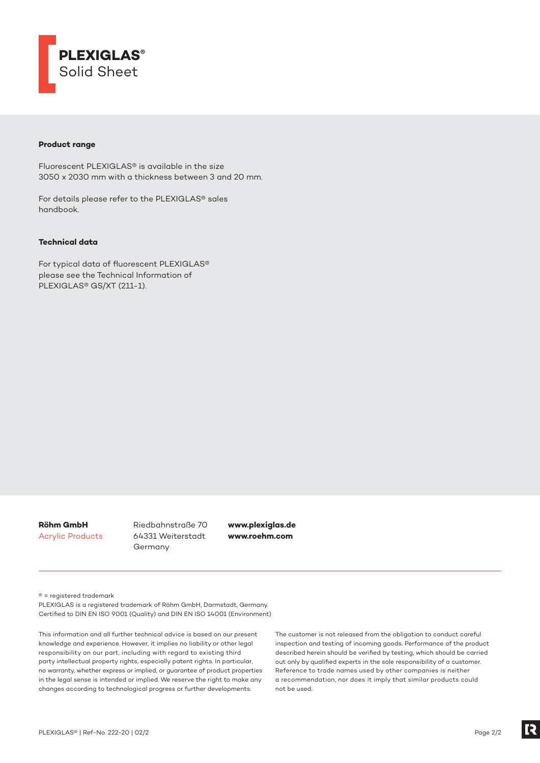**PLEXIGLAS®**
Solid Sheet

## Product range

Fluorescent PLEXIGLAS® is available in the size 3050 x 2030 mm with a thickness between 3 and 20 mm.

For details please refer to the PLEXIGLAS® sales handbook.

## Technical data

For typical data of fluorescent PLEXIGLAS® please see the Technical Information of PLEXIGLAS® GS/XT (211-1).

**Röhm GmbH**
Acrylic Products

Riedbahnstraße 70
64331 Weiterstadt
Germany

**www.plexiglas.de**
**www.roehm.com**

® = registered trademark
PLEXIGLAS is a registered trademark of Röhm GmbH, Darmstadt, Germany.
Certified to DIN EN ISO 9001 (Quality) and DIN EN ISO 14001 (Environment)

This information and all further technical advice is based on our present knowledge and experience. However, it implies no liability or other legal responsibility on our part, including with regard to existing third party intellectual property rights, especially patent rights. In particular, no warranty, whether express or implied, or guarantee of product properties in the legal sense is intended or implied. We reserve the right to make any changes according to technological progress or further developments.

The customer is not released from the obligation to conduct careful inspection and testing of incoming goods. Performance of the product described herein should be verified by testing, which should be carried out only by qualified experts in the sole responsibility of a customer. Reference to trade names used by other companies is neither a recommendation, nor does it imply that similar products could not be used.

PLEXIGLAS® | Ref-No. 222-20 | 02/2